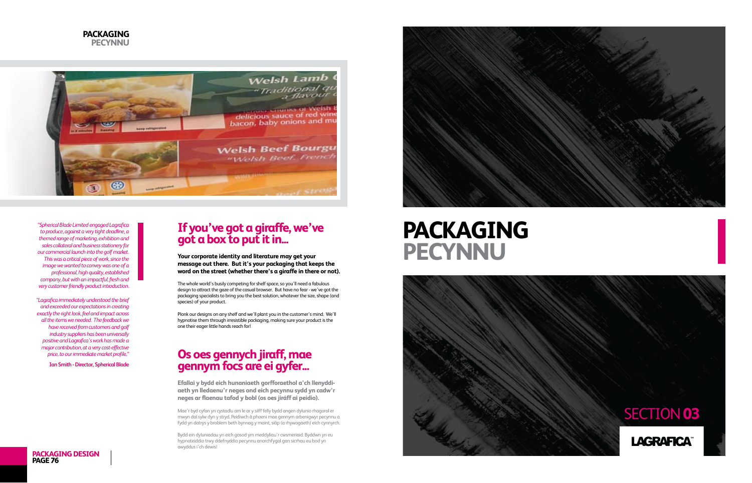# PACKAGING
## PECYNNU

*"Spherical Blade Limited engaged Lagrafica to produce, against a very tight deadline, a themed range of marketing, exhibition and sales collateral and business stationery for our commercial launch into the golf market. This was a critical piece of work, since the image we wanted to convey was one of a professional, high quality, established company, but with an impactful, fresh and very customer friendly product introduction.*

*"Lagrafica immediately understood the brief and exceeded our expectations in creating exactly the right look, feel and impact across all the items we needed. The feedback we have received from customers and golf industry suppliers has been universally positive and Lagrafica's work has made a major contribution, at a very cost-effective price, to our immediate market profile."*

**Ian Smith - Director, Spherical Blade**

## If you've got a giraffe, we've got a box to put it in...

**Your corporate identity and literature may get your message out there. But it's your packaging that keeps the word on the street (whether there's a giraffe in there or not).**

The whole world's busily competing for shelf space, so you'll need a fabulous design to attract the gaze of the casual browser. But have no fear - we've got the packaging specialists to bring you the best solution, whatever the size, shape (and species) of your product.

Plonk our designs on any shelf and we'll plant you in the customer's mind. We'll hypnotise them through irresistible packaging, making sure your product is the one their eager little hands reach for!

## Os oes gennych jiraff, mae gennym focs are ei gyfer...

**Efallai y bydd eich hunaniaeth gorfforaethol a'ch llenyddiaeth yn lledaenu'r neges ond eich pecynnu sydd yn cadw'r neges ar flaenau tafod y bobl (os oes jiráff ai peidio).**

Mae'r byd cyfan yn cystadlu am le ar y silff felly bydd angen dylunio rhagorol er mwyn dal sylw dyn y stryd. Peidiwch â phoeni mae gennym arbenigwyr pecynnu a fydd yn datrys y broblem beth bynnag y maint, siâp (a rhywogaeth) eich cynnyrch.

Bydd ein dyluniadau yn eich gosod ym meddyliau'r cwsmeriaid. Byddwn yn eu hypnoteiddio trwy ddefnyddio pecynnu anorchfygol gan sicrhau eu bod yn awyddus i'ch dewis!

# PACKAGING
# PECYNNU

SECTION **03**

LAGRAFICA™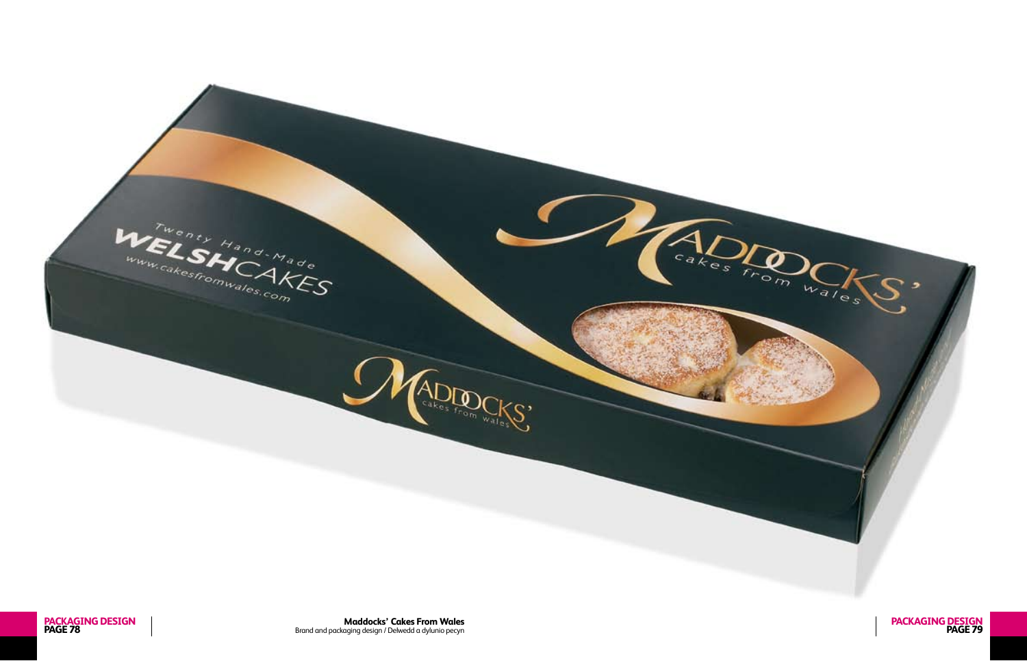**Maddocks' Cakes From Wales**
Brand and packaging design / Delwedd a dylunio pecyn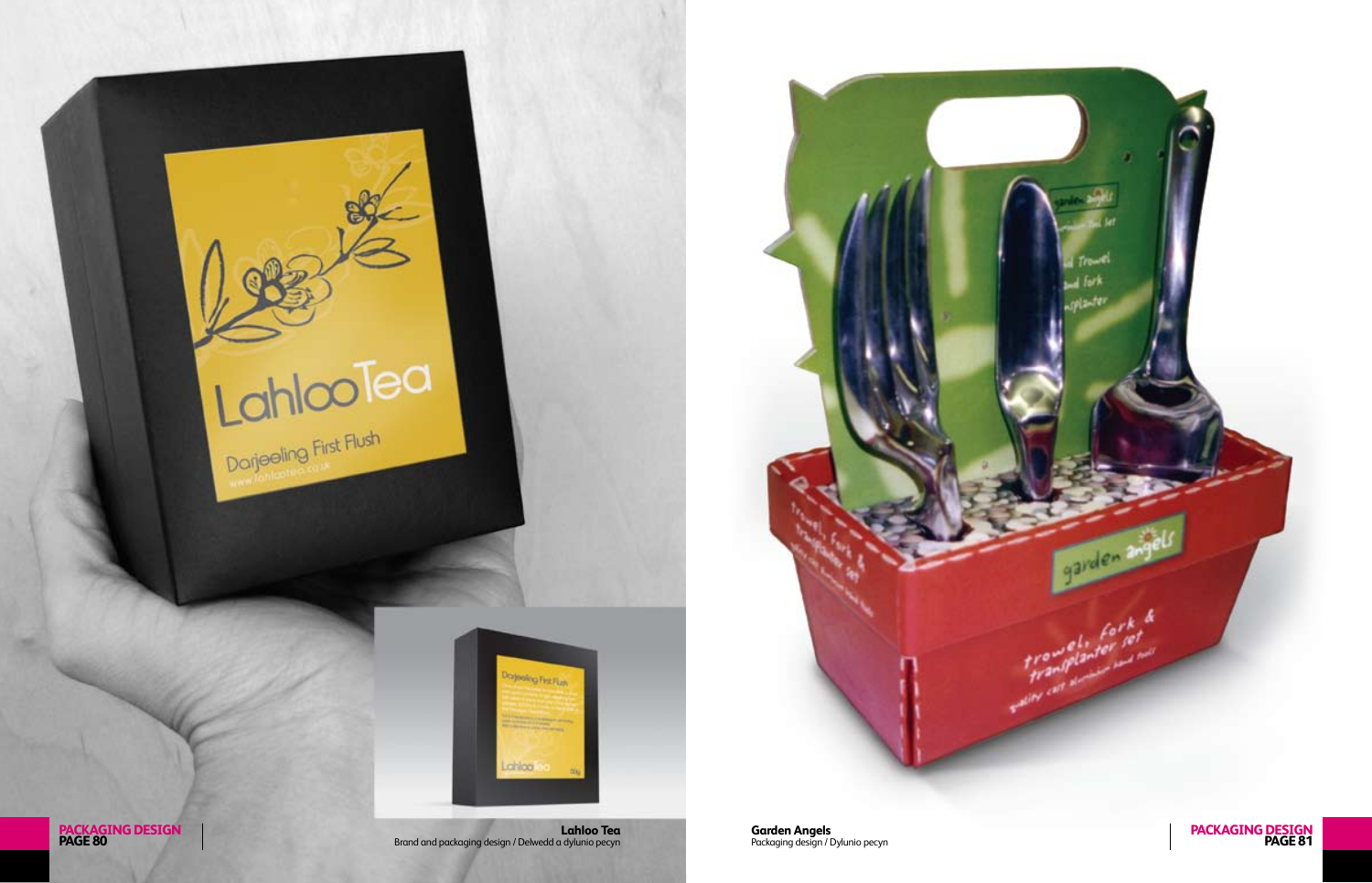**Lahloo Tea**
Brand and packaging design / Delwedd a dylunio pecyn

**Garden Angels**
Packaging design / Dylunio pecyn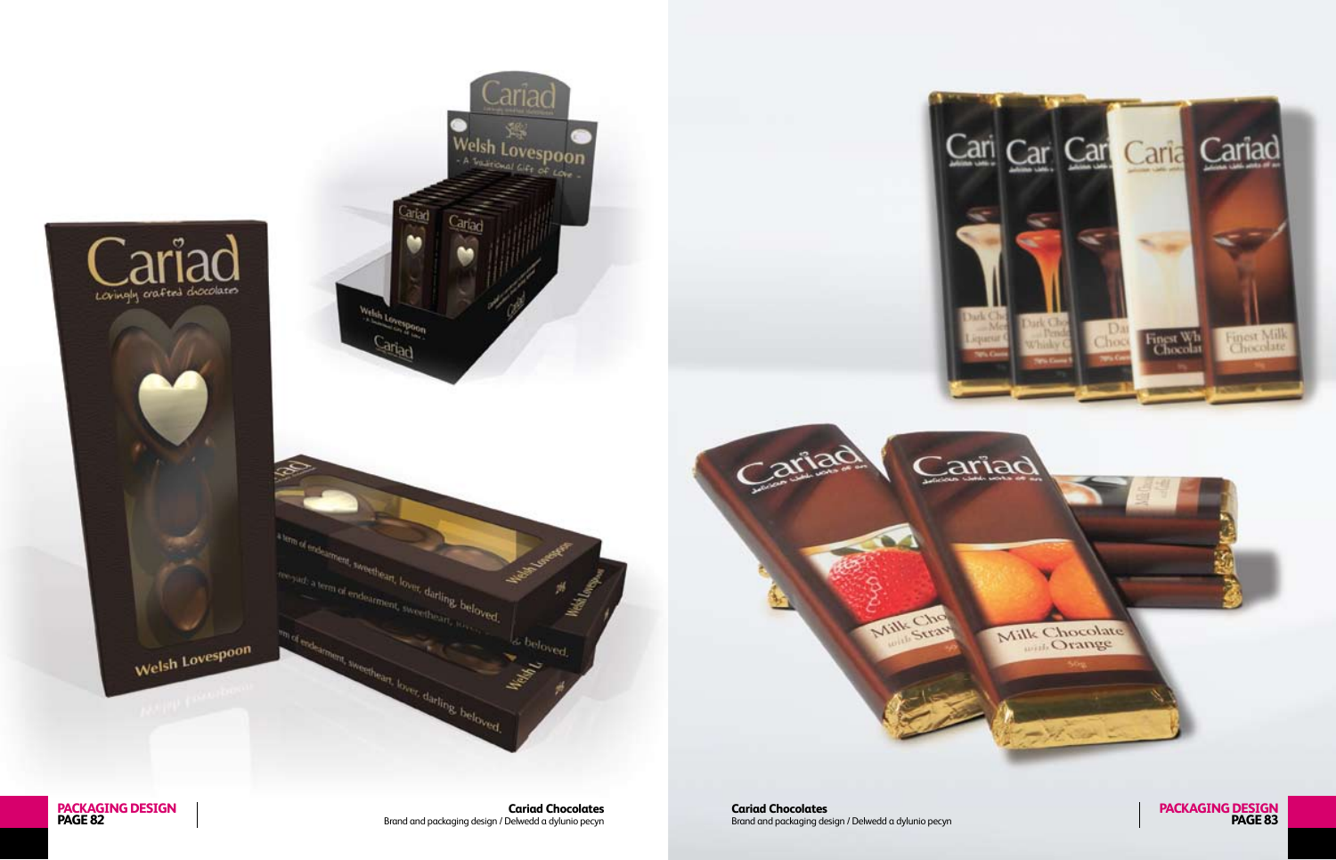**Cariad Chocolates**
Brand and packaging design / Delwedd a dylunio pecyn

**Cariad Chocolates**
Brand and packaging design / Delwedd a dylunio pecyn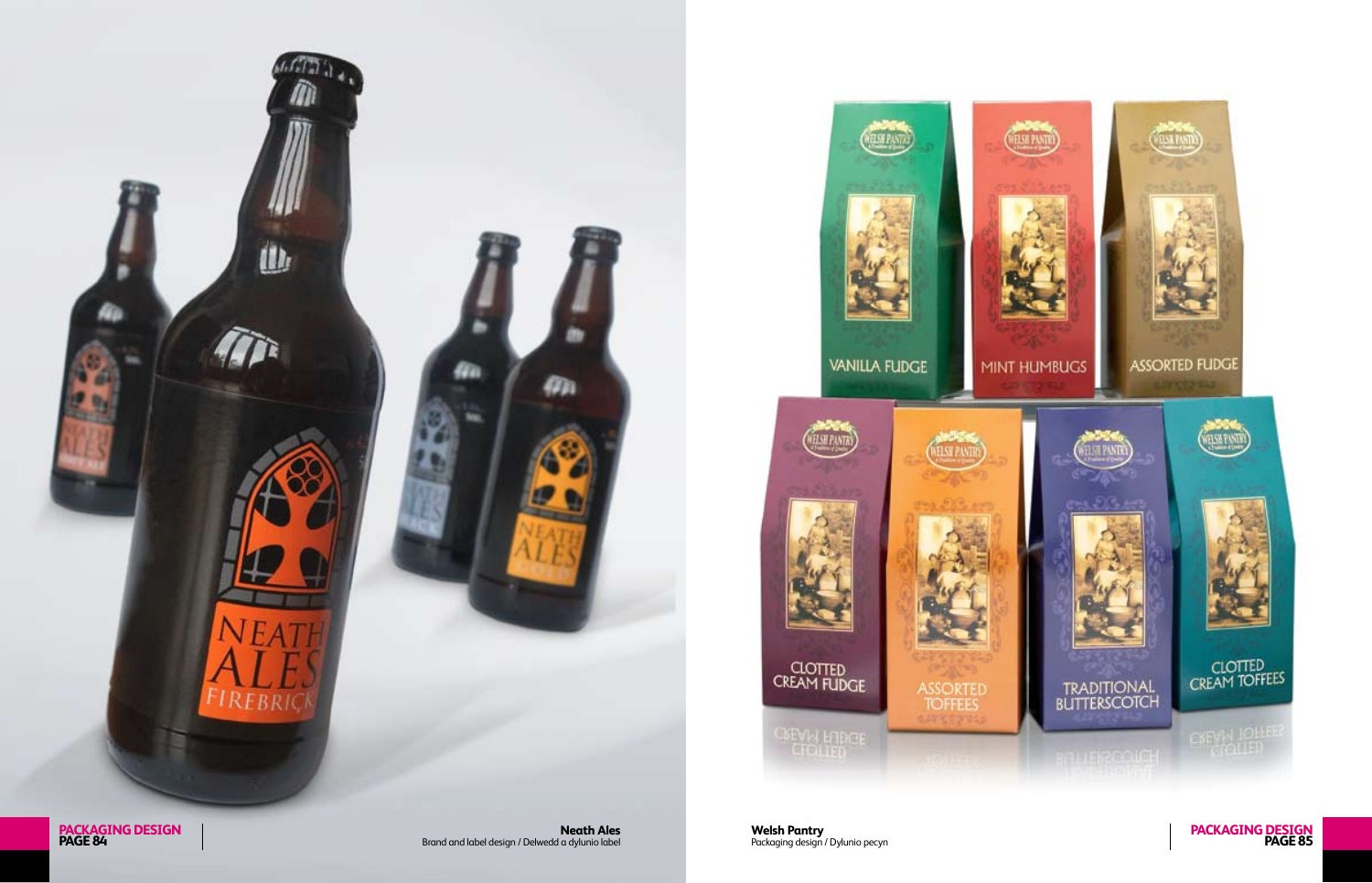**Neath Ales**
Brand and label design / Delwedd a dylunio label

**Welsh Pantry**
Packaging design / Dylunio pecyn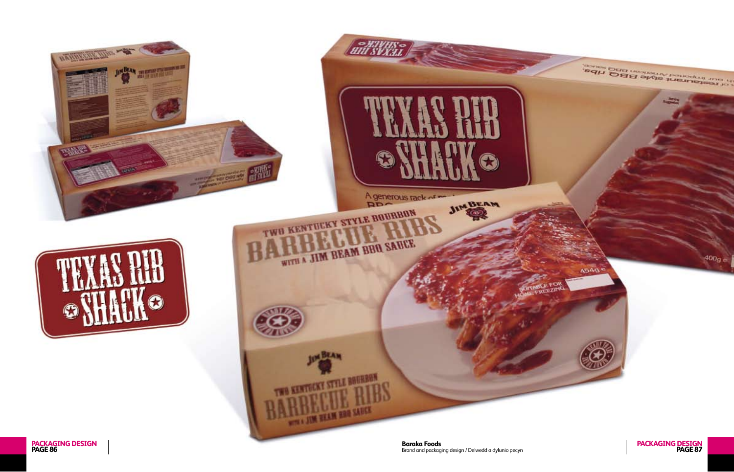**Baraka Foods**
Brand and packaging design / Delwedd a dylunio pecyn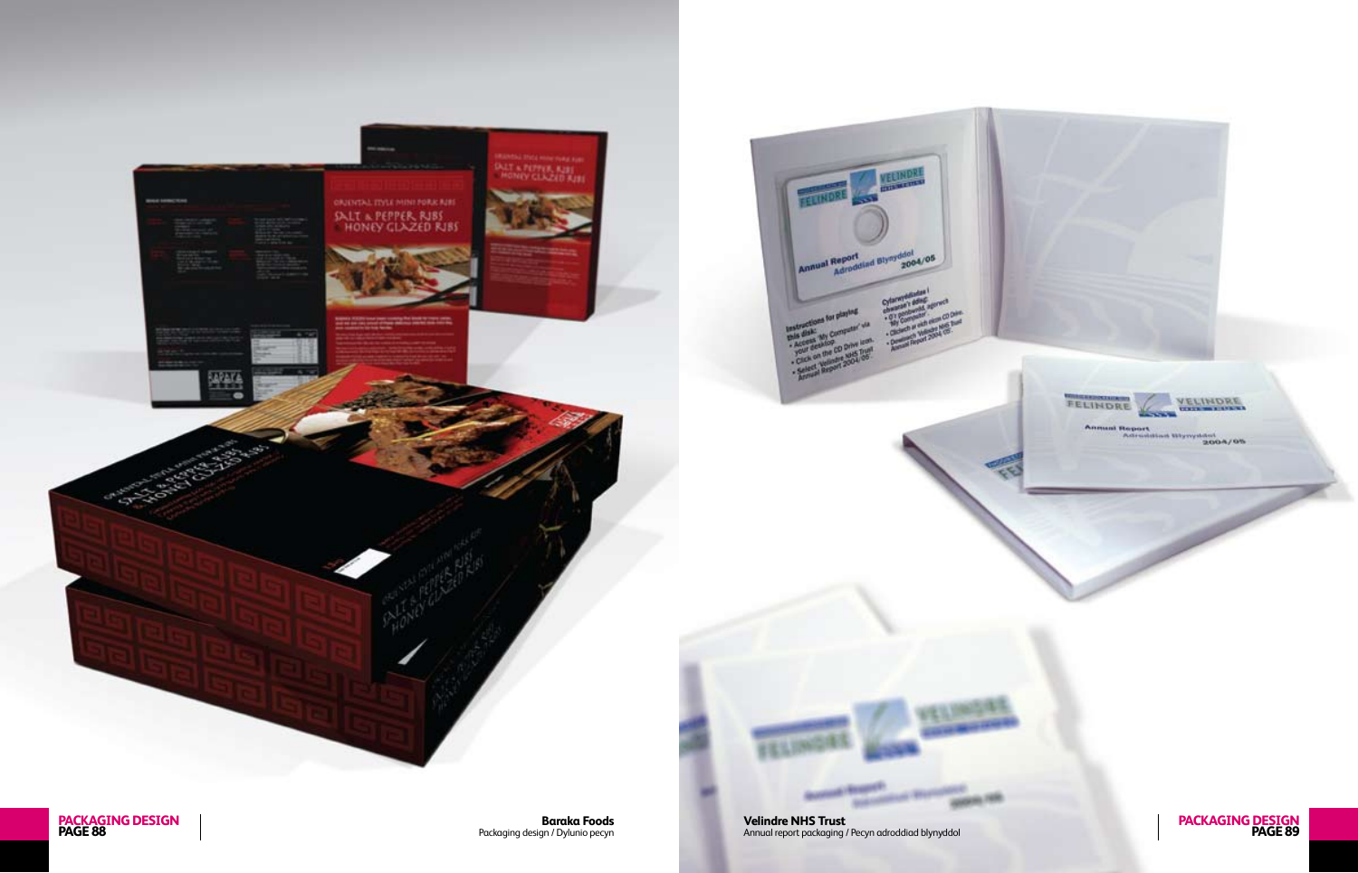**Baraka Foods**
Packaging design / Dylunio pecyn

**Velindre NHS Trust**
Annual report packaging / Pecyn adroddiad blynyddol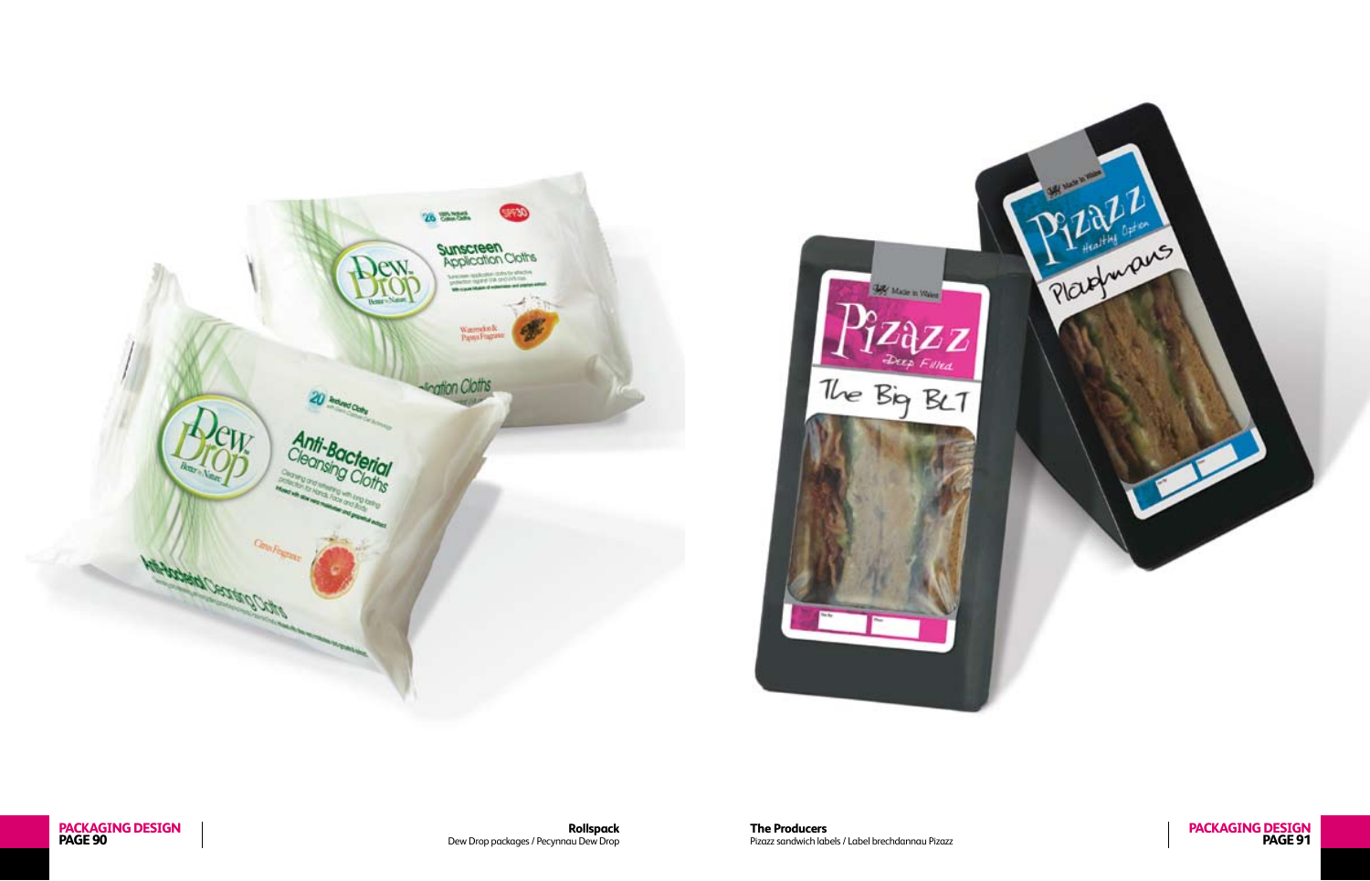**Rollspack**
Dew Drop packages / Pecynnau Dew Drop

**The Producers**
Pizazz sandwich labels / Label brechdannau Pizazz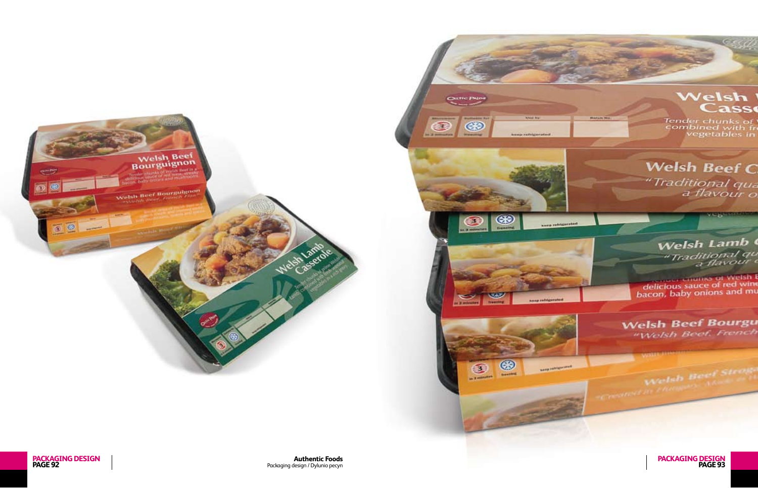**Authentic Foods**
Packaging design / Dylunio pecyn